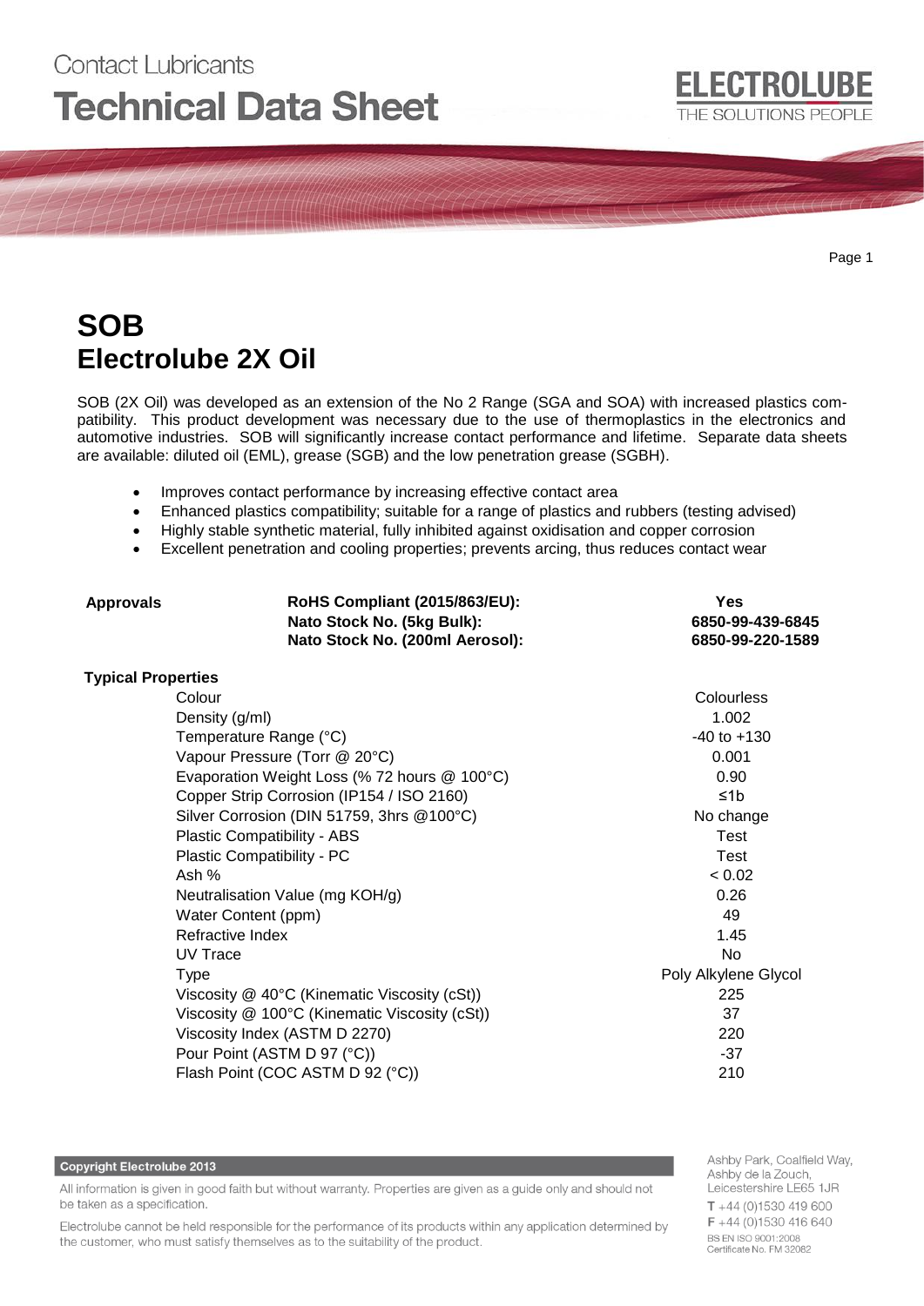Contact Lubricants

# Technical Data Sheet

ELECTROLUBE
THE SOLUTIONS PEOPLE

# SOB
# Electrolube 2X Oil

SOB (2X Oil) was developed as an extension of the No 2 Range (SGA and SOA) with increased plastics compatibility. This product development was necessary due to the use of thermoplastics in the electronics and automotive industries. SOB will significantly increase contact performance and lifetime. Separate data sheets are available: diluted oil (EML), grease (SGB) and the low penetration grease (SGBH).

- Improves contact performance by increasing effective contact area
- Enhanced plastics compatibility; suitable for a range of plastics and rubbers (testing advised)
- Highly stable synthetic material, fully inhibited against oxidisation and copper corrosion
- Excellent penetration and cooling properties; prevents arcing, thus reduces contact wear

| **Approvals** | | |
|---|---|---|
| | **RoHS Compliant (2015/863/EU):** | **Yes** |
| | **Nato Stock No. (5kg Bulk):** | **6850-99-439-6845** |
| | **Nato Stock No. (200ml Aerosol):** | **6850-99-220-1589** |

**Typical Properties**

| Property | Value |
|---|---|
| Colour | Colourless |
| Density (g/ml) | 1.002 |
| Temperature Range (°C) | -40 to +130 |
| Vapour Pressure (Torr @ 20°C) | 0.001 |
| Evaporation Weight Loss (% 72 hours @ 100°C) | 0.90 |
| Copper Strip Corrosion (IP154 / ISO 2160) | ≤1b |
| Silver Corrosion (DIN 51759, 3hrs @100°C) | No change |
| Plastic Compatibility - ABS | Test |
| Plastic Compatibility - PC | Test |
| Ash % | < 0.02 |
| Neutralisation Value (mg KOH/g) | 0.26 |
| Water Content (ppm) | 49 |
| Refractive Index | 1.45 |
| UV Trace | No |
| Type | Poly Alkylene Glycol |
| Viscosity @ 40°C (Kinematic Viscosity (cSt)) | 225 |
| Viscosity @ 100°C (Kinematic Viscosity (cSt)) | 37 |
| Viscosity Index (ASTM D 2270) | 220 |
| Pour Point (ASTM D 97 (°C)) | -37 |
| Flash Point (COC ASTM D 92 (°C)) | 210 |

**Copyright Electrolube 2013**

All information is given in good faith but without warranty. Properties are given as a guide only and should not be taken as a specification.

Electrolube cannot be held responsible for the performance of its products within any application determined by the customer, who must satisfy themselves as to the suitability of the product.

Ashby Park, Coalfield Way,
Ashby de la Zouch,
Leicestershire LE65 1JR
T +44 (0)1530 419 600
F +44 (0)1530 416 640
BS EN ISO 9001:2008
Certificate No. FM 32082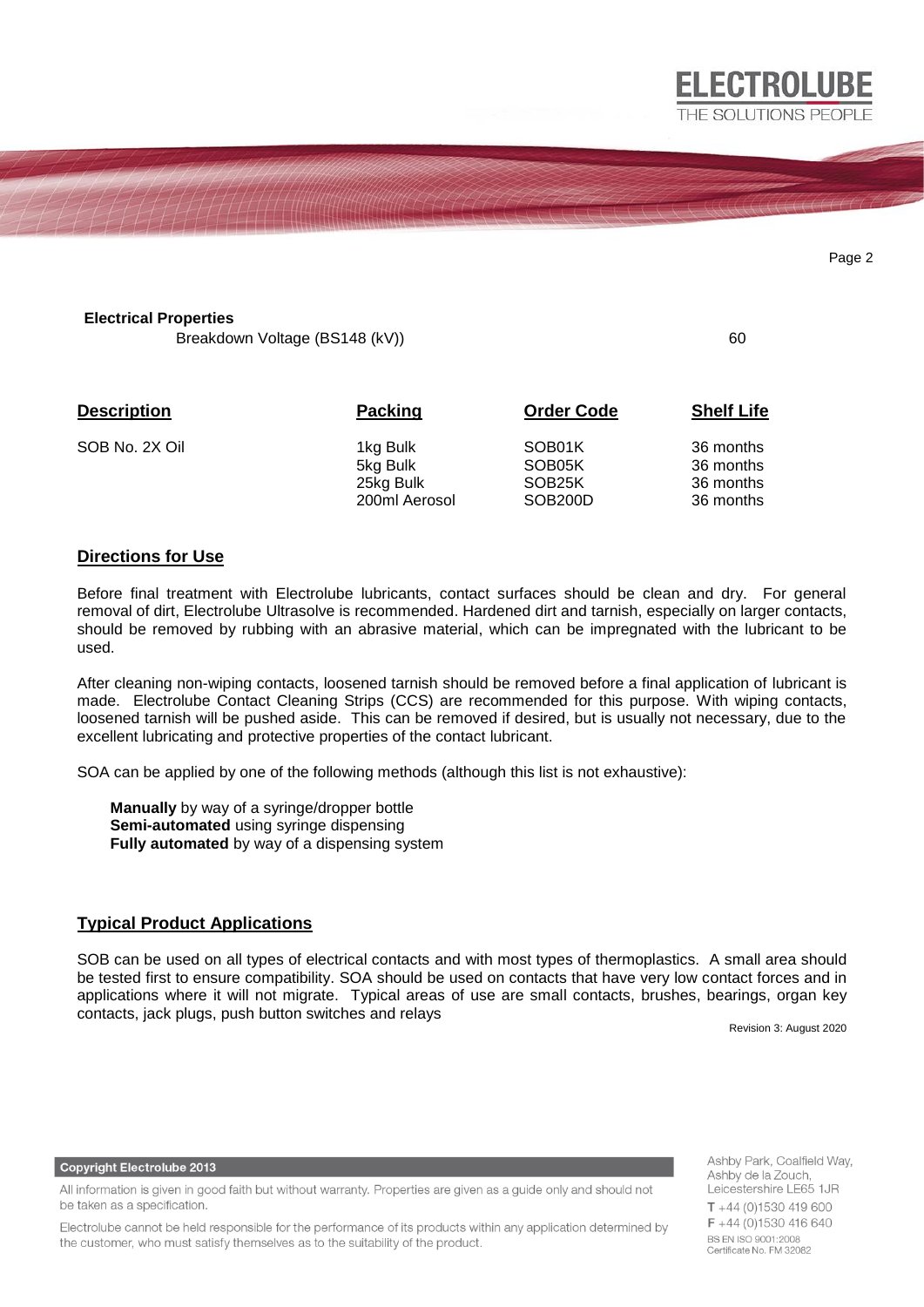**Electrical Properties**

| | |
|---|---|
| Breakdown Voltage (BS148 (kV)) | 60 |

| Description | Packing | Order Code | Shelf Life |
|---|---|---|---|
| SOB No. 2X Oil | 1kg Bulk | SOB01K | 36 months |
| | 5kg Bulk | SOB05K | 36 months |
| | 25kg Bulk | SOB25K | 36 months |
| | 200ml Aerosol | SOB200D | 36 months |

## Directions for Use

Before final treatment with Electrolube lubricants, contact surfaces should be clean and dry. For general removal of dirt, Electrolube Ultrasolve is recommended. Hardened dirt and tarnish, especially on larger contacts, should be removed by rubbing with an abrasive material, which can be impregnated with the lubricant to be used.

After cleaning non-wiping contacts, loosened tarnish should be removed before a final application of lubricant is made. Electrolube Contact Cleaning Strips (CCS) are recommended for this purpose. With wiping contacts, loosened tarnish will be pushed aside. This can be removed if desired, but is usually not necessary, due to the excellent lubricating and protective properties of the contact lubricant.

SOA can be applied by one of the following methods (although this list is not exhaustive):

**Manually** by way of a syringe/dropper bottle
**Semi-automated** using syringe dispensing
**Fully automated** by way of a dispensing system

## Typical Product Applications

SOB can be used on all types of electrical contacts and with most types of thermoplastics. A small area should be tested first to ensure compatibility. SOA should be used on contacts that have very low contact forces and in applications where it will not migrate. Typical areas of use are small contacts, brushes, bearings, organ key contacts, jack plugs, push button switches and relays

Revision 3: August 2020

**Copyright Electrolube 2013**

All information is given in good faith but without warranty. Properties are given as a guide only and should not be taken as a specification.

Electrolube cannot be held responsible for the performance of its products within any application determined by the customer, who must satisfy themselves as to the suitability of the product.

Ashby Park, Coalfield Way,
Ashby de la Zouch,
Leicestershire LE65 1JR
T +44 (0)1530 419 600
F +44 (0)1530 416 640
BS EN ISO 9001:2008
Certificate No. FM 32082